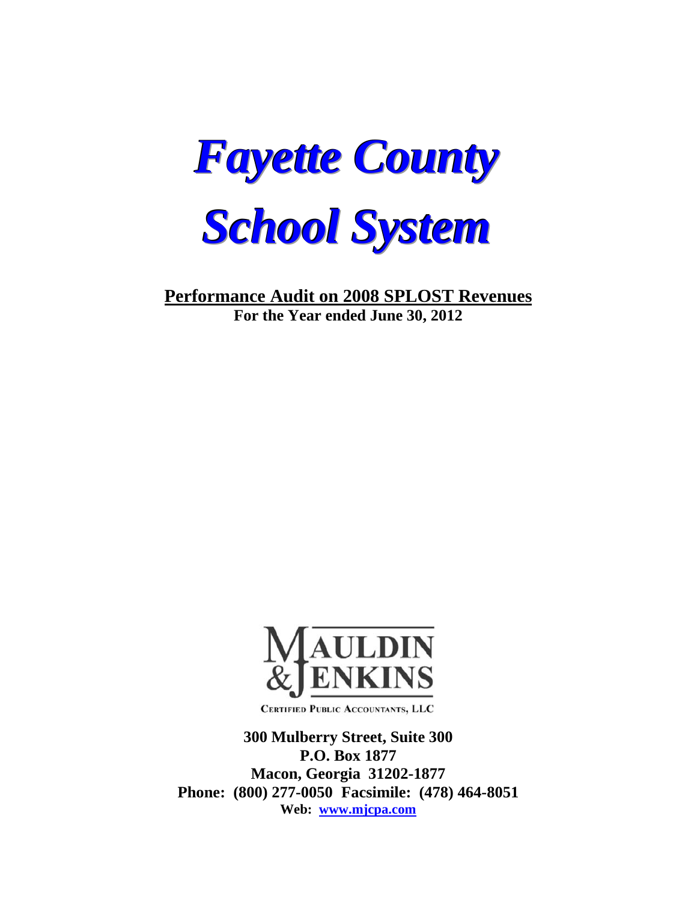# *Fayette County School System*

**Performance Audit on 2008 SPLOST Revenues**
**For the Year ended June 30, 2012**

MAULDIN & JENKINS

CERTIFIED PUBLIC ACCOUNTANTS, LLC

**300 Mulberry Street, Suite 300**
**P.O. Box 1877**
**Macon, Georgia 31202-1877**
**Phone: (800) 277-0050 Facsimile: (478) 464-8051**
**Web: www.mjcpa.com**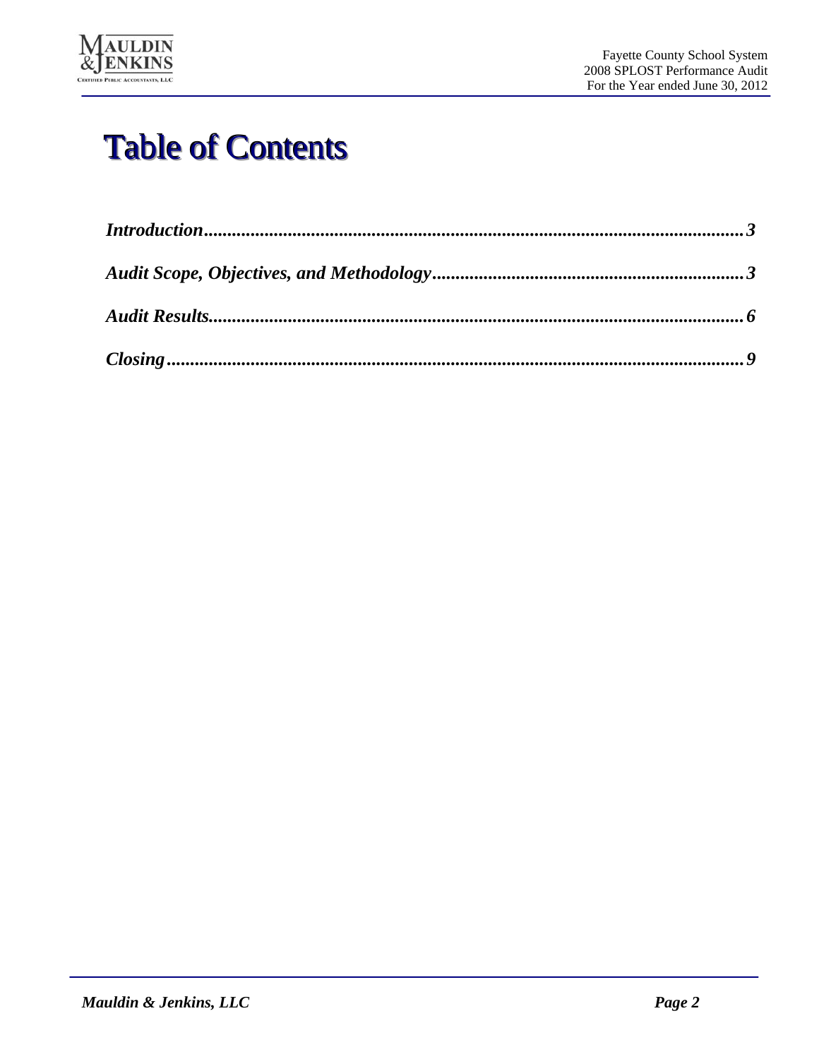# Table of Contents

*Introduction*...........................................................................................................*3*

*Audit Scope, Objectives, and Methodology*...............................................................*3*

*Audit Results*............................................................................................................*6*

*Closing*...................................................................................................................*9*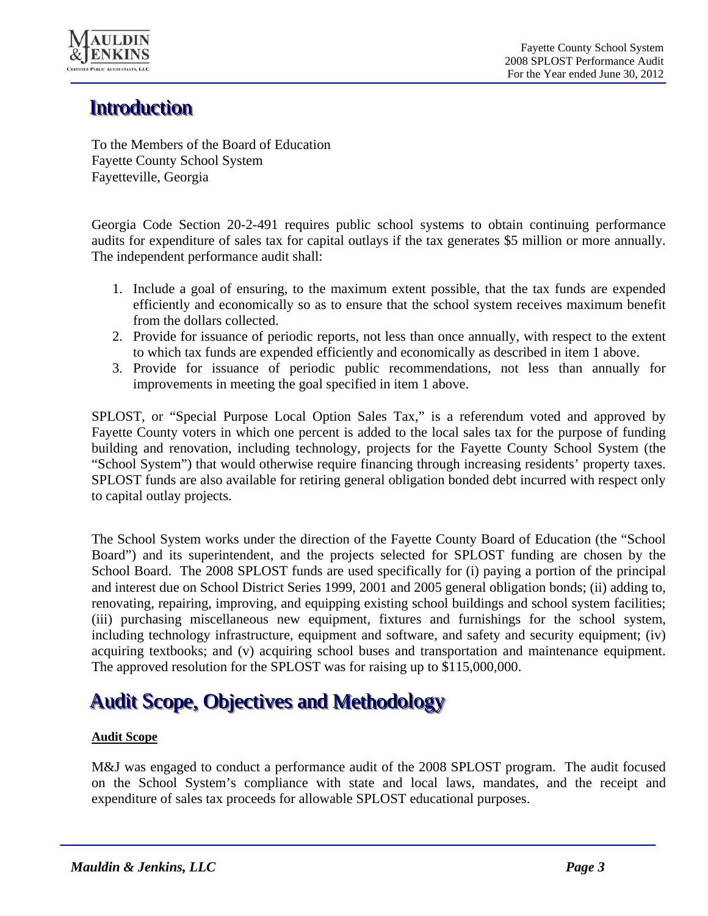# Introduction

To the Members of the Board of Education
Fayette County School System
Fayetteville, Georgia

Georgia Code Section 20-2-491 requires public school systems to obtain continuing performance audits for expenditure of sales tax for capital outlays if the tax generates $5 million or more annually. The independent performance audit shall:

1. Include a goal of ensuring, to the maximum extent possible, that the tax funds are expended efficiently and economically so as to ensure that the school system receives maximum benefit from the dollars collected.
2. Provide for issuance of periodic reports, not less than once annually, with respect to the extent to which tax funds are expended efficiently and economically as described in item 1 above.
3. Provide for issuance of periodic public recommendations, not less than annually for improvements in meeting the goal specified in item 1 above.

SPLOST, or "Special Purpose Local Option Sales Tax," is a referendum voted and approved by Fayette County voters in which one percent is added to the local sales tax for the purpose of funding building and renovation, including technology, projects for the Fayette County School System (the "School System") that would otherwise require financing through increasing residents' property taxes. SPLOST funds are also available for retiring general obligation bonded debt incurred with respect only to capital outlay projects.

The School System works under the direction of the Fayette County Board of Education (the "School Board") and its superintendent, and the projects selected for SPLOST funding are chosen by the School Board. The 2008 SPLOST funds are used specifically for (i) paying a portion of the principal and interest due on School District Series 1999, 2001 and 2005 general obligation bonds; (ii) adding to, renovating, repairing, improving, and equipping existing school buildings and school system facilities; (iii) purchasing miscellaneous new equipment, fixtures and furnishings for the school system, including technology infrastructure, equipment and software, and safety and security equipment; (iv) acquiring textbooks; and (v) acquiring school buses and transportation and maintenance equipment. The approved resolution for the SPLOST was for raising up to $115,000,000.

# Audit Scope, Objectives and Methodology

**Audit Scope**

M&J was engaged to conduct a performance audit of the 2008 SPLOST program. The audit focused on the School System's compliance with state and local laws, mandates, and the receipt and expenditure of sales tax proceeds for allowable SPLOST educational purposes.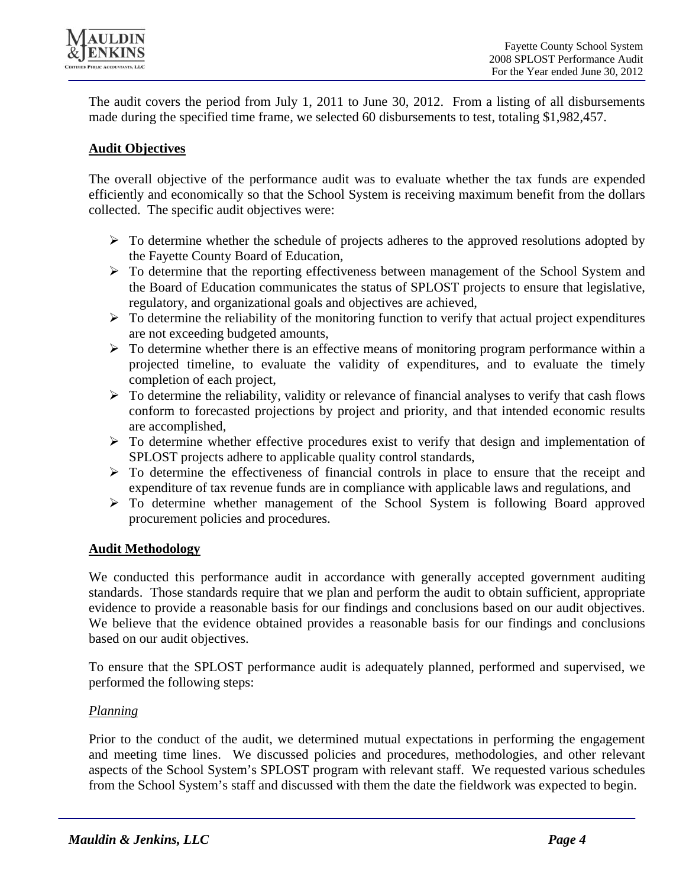The audit covers the period from July 1, 2011 to June 30, 2012. From a listing of all disbursements made during the specified time frame, we selected 60 disbursements to test, totaling $1,982,457.

**Audit Objectives**

The overall objective of the performance audit was to evaluate whether the tax funds are expended efficiently and economically so that the School System is receiving maximum benefit from the dollars collected. The specific audit objectives were:

- To determine whether the schedule of projects adheres to the approved resolutions adopted by the Fayette County Board of Education,
- To determine that the reporting effectiveness between management of the School System and the Board of Education communicates the status of SPLOST projects to ensure that legislative, regulatory, and organizational goals and objectives are achieved,
- To determine the reliability of the monitoring function to verify that actual project expenditures are not exceeding budgeted amounts,
- To determine whether there is an effective means of monitoring program performance within a projected timeline, to evaluate the validity of expenditures, and to evaluate the timely completion of each project,
- To determine the reliability, validity or relevance of financial analyses to verify that cash flows conform to forecasted projections by project and priority, and that intended economic results are accomplished,
- To determine whether effective procedures exist to verify that design and implementation of SPLOST projects adhere to applicable quality control standards,
- To determine the effectiveness of financial controls in place to ensure that the receipt and expenditure of tax revenue funds are in compliance with applicable laws and regulations, and
- To determine whether management of the School System is following Board approved procurement policies and procedures.

**Audit Methodology**

We conducted this performance audit in accordance with generally accepted government auditing standards. Those standards require that we plan and perform the audit to obtain sufficient, appropriate evidence to provide a reasonable basis for our findings and conclusions based on our audit objectives. We believe that the evidence obtained provides a reasonable basis for our findings and conclusions based on our audit objectives.

To ensure that the SPLOST performance audit is adequately planned, performed and supervised, we performed the following steps:

*Planning*

Prior to the conduct of the audit, we determined mutual expectations in performing the engagement and meeting time lines. We discussed policies and procedures, methodologies, and other relevant aspects of the School System's SPLOST program with relevant staff. We requested various schedules from the School System's staff and discussed with them the date the fieldwork was expected to begin.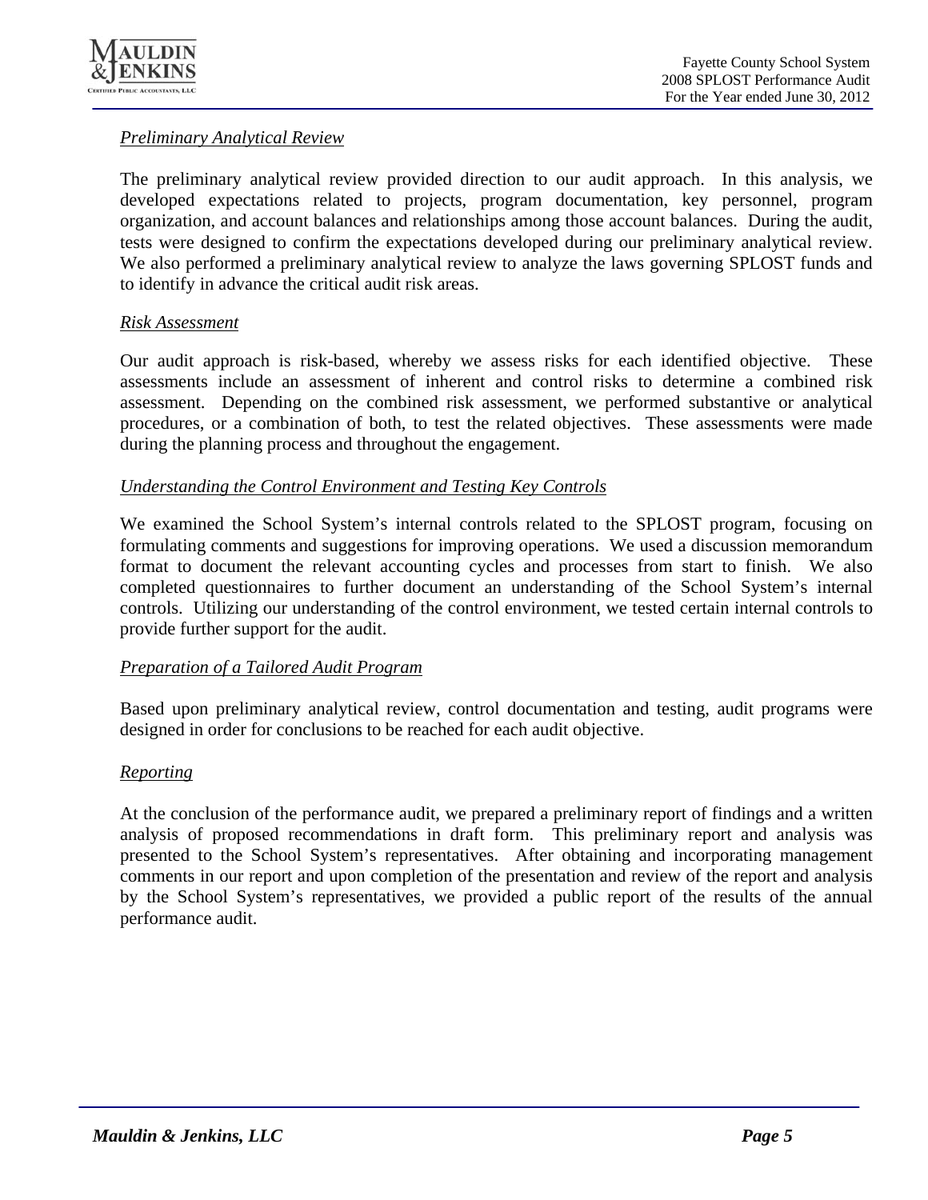*Preliminary Analytical Review*

The preliminary analytical review provided direction to our audit approach. In this analysis, we developed expectations related to projects, program documentation, key personnel, program organization, and account balances and relationships among those account balances. During the audit, tests were designed to confirm the expectations developed during our preliminary analytical review. We also performed a preliminary analytical review to analyze the laws governing SPLOST funds and to identify in advance the critical audit risk areas.

*Risk Assessment*

Our audit approach is risk-based, whereby we assess risks for each identified objective. These assessments include an assessment of inherent and control risks to determine a combined risk assessment. Depending on the combined risk assessment, we performed substantive or analytical procedures, or a combination of both, to test the related objectives. These assessments were made during the planning process and throughout the engagement.

*Understanding the Control Environment and Testing Key Controls*

We examined the School System's internal controls related to the SPLOST program, focusing on formulating comments and suggestions for improving operations. We used a discussion memorandum format to document the relevant accounting cycles and processes from start to finish. We also completed questionnaires to further document an understanding of the School System's internal controls. Utilizing our understanding of the control environment, we tested certain internal controls to provide further support for the audit.

*Preparation of a Tailored Audit Program*

Based upon preliminary analytical review, control documentation and testing, audit programs were designed in order for conclusions to be reached for each audit objective.

*Reporting*

At the conclusion of the performance audit, we prepared a preliminary report of findings and a written analysis of proposed recommendations in draft form. This preliminary report and analysis was presented to the School System's representatives. After obtaining and incorporating management comments in our report and upon completion of the presentation and review of the report and analysis by the School System's representatives, we provided a public report of the results of the annual performance audit.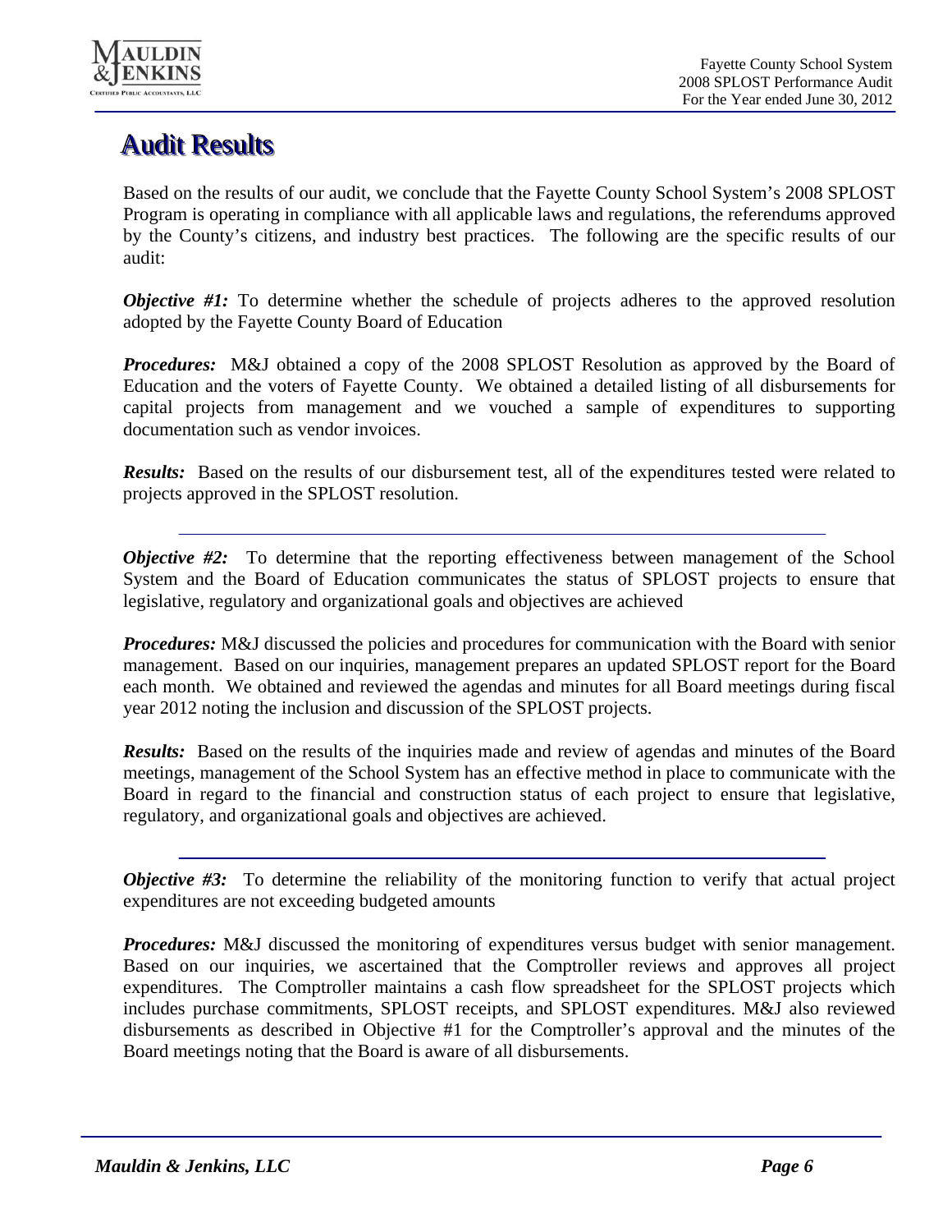# Audit Results

Based on the results of our audit, we conclude that the Fayette County School System's 2008 SPLOST Program is operating in compliance with all applicable laws and regulations, the referendums approved by the County's citizens, and industry best practices. The following are the specific results of our audit:

***Objective #1:*** To determine whether the schedule of projects adheres to the approved resolution adopted by the Fayette County Board of Education

***Procedures:*** M&J obtained a copy of the 2008 SPLOST Resolution as approved by the Board of Education and the voters of Fayette County. We obtained a detailed listing of all disbursements for capital projects from management and we vouched a sample of expenditures to supporting documentation such as vendor invoices.

***Results:*** Based on the results of our disbursement test, all of the expenditures tested were related to projects approved in the SPLOST resolution.

---

***Objective #2:*** To determine that the reporting effectiveness between management of the School System and the Board of Education communicates the status of SPLOST projects to ensure that legislative, regulatory and organizational goals and objectives are achieved

***Procedures:*** M&J discussed the policies and procedures for communication with the Board with senior management. Based on our inquiries, management prepares an updated SPLOST report for the Board each month. We obtained and reviewed the agendas and minutes for all Board meetings during fiscal year 2012 noting the inclusion and discussion of the SPLOST projects.

***Results:*** Based on the results of the inquiries made and review of agendas and minutes of the Board meetings, management of the School System has an effective method in place to communicate with the Board in regard to the financial and construction status of each project to ensure that legislative, regulatory, and organizational goals and objectives are achieved.

---

***Objective #3:*** To determine the reliability of the monitoring function to verify that actual project expenditures are not exceeding budgeted amounts

***Procedures:*** M&J discussed the monitoring of expenditures versus budget with senior management. Based on our inquiries, we ascertained that the Comptroller reviews and approves all project expenditures. The Comptroller maintains a cash flow spreadsheet for the SPLOST projects which includes purchase commitments, SPLOST receipts, and SPLOST expenditures. M&J also reviewed disbursements as described in Objective #1 for the Comptroller's approval and the minutes of the Board meetings noting that the Board is aware of all disbursements.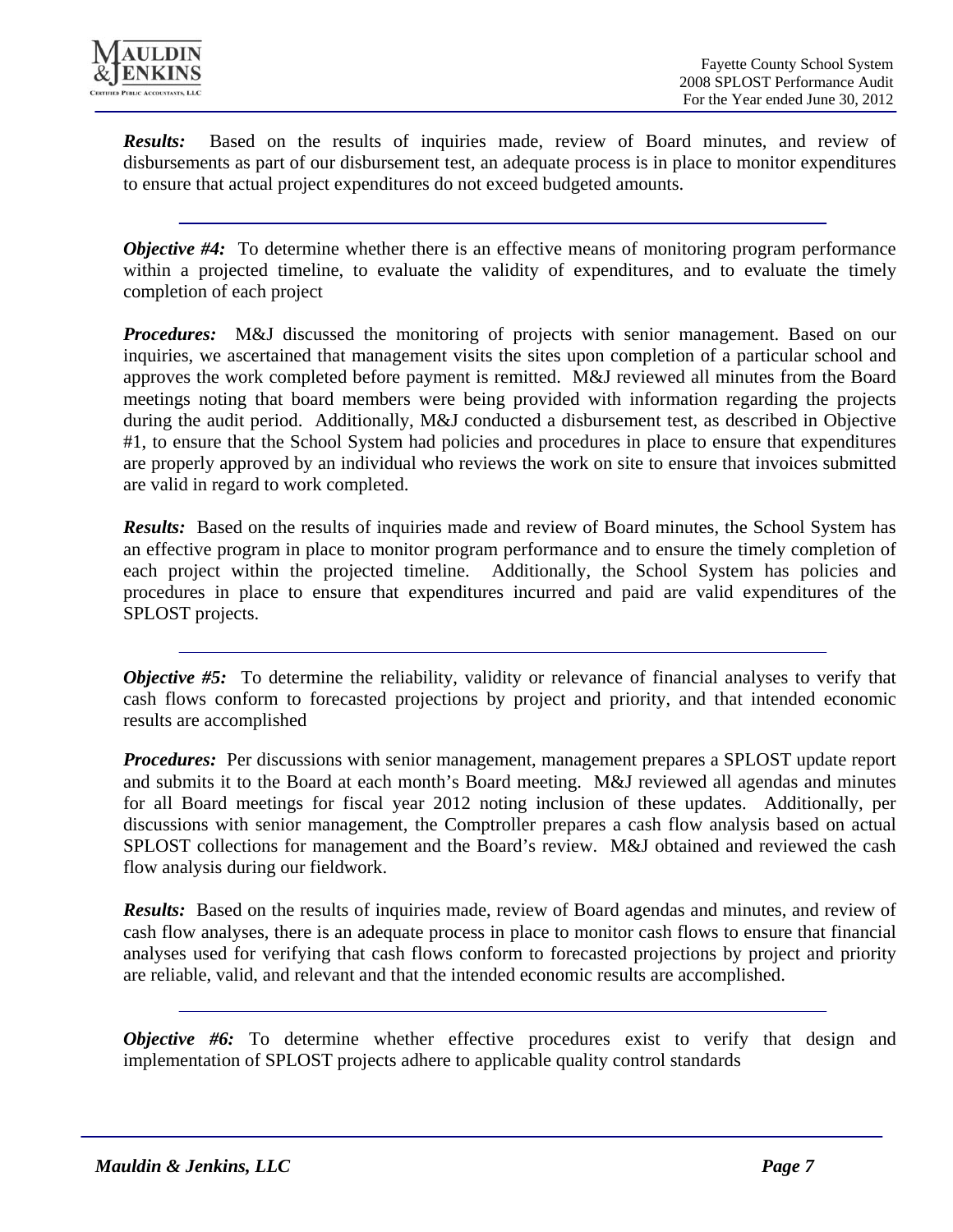***Results:*** Based on the results of inquiries made, review of Board minutes, and review of disbursements as part of our disbursement test, an adequate process is in place to monitor expenditures to ensure that actual project expenditures do not exceed budgeted amounts.

---

***Objective #4:*** To determine whether there is an effective means of monitoring program performance within a projected timeline, to evaluate the validity of expenditures, and to evaluate the timely completion of each project

***Procedures:*** M&J discussed the monitoring of projects with senior management. Based on our inquiries, we ascertained that management visits the sites upon completion of a particular school and approves the work completed before payment is remitted. M&J reviewed all minutes from the Board meetings noting that board members were being provided with information regarding the projects during the audit period. Additionally, M&J conducted a disbursement test, as described in Objective #1, to ensure that the School System had policies and procedures in place to ensure that expenditures are properly approved by an individual who reviews the work on site to ensure that invoices submitted are valid in regard to work completed.

***Results:*** Based on the results of inquiries made and review of Board minutes, the School System has an effective program in place to monitor program performance and to ensure the timely completion of each project within the projected timeline. Additionally, the School System has policies and procedures in place to ensure that expenditures incurred and paid are valid expenditures of the SPLOST projects.

---

***Objective #5:*** To determine the reliability, validity or relevance of financial analyses to verify that cash flows conform to forecasted projections by project and priority, and that intended economic results are accomplished

***Procedures:*** Per discussions with senior management, management prepares a SPLOST update report and submits it to the Board at each month's Board meeting. M&J reviewed all agendas and minutes for all Board meetings for fiscal year 2012 noting inclusion of these updates. Additionally, per discussions with senior management, the Comptroller prepares a cash flow analysis based on actual SPLOST collections for management and the Board's review. M&J obtained and reviewed the cash flow analysis during our fieldwork.

***Results:*** Based on the results of inquiries made, review of Board agendas and minutes, and review of cash flow analyses, there is an adequate process in place to monitor cash flows to ensure that financial analyses used for verifying that cash flows conform to forecasted projections by project and priority are reliable, valid, and relevant and that the intended economic results are accomplished.

---

***Objective #6:*** To determine whether effective procedures exist to verify that design and implementation of SPLOST projects adhere to applicable quality control standards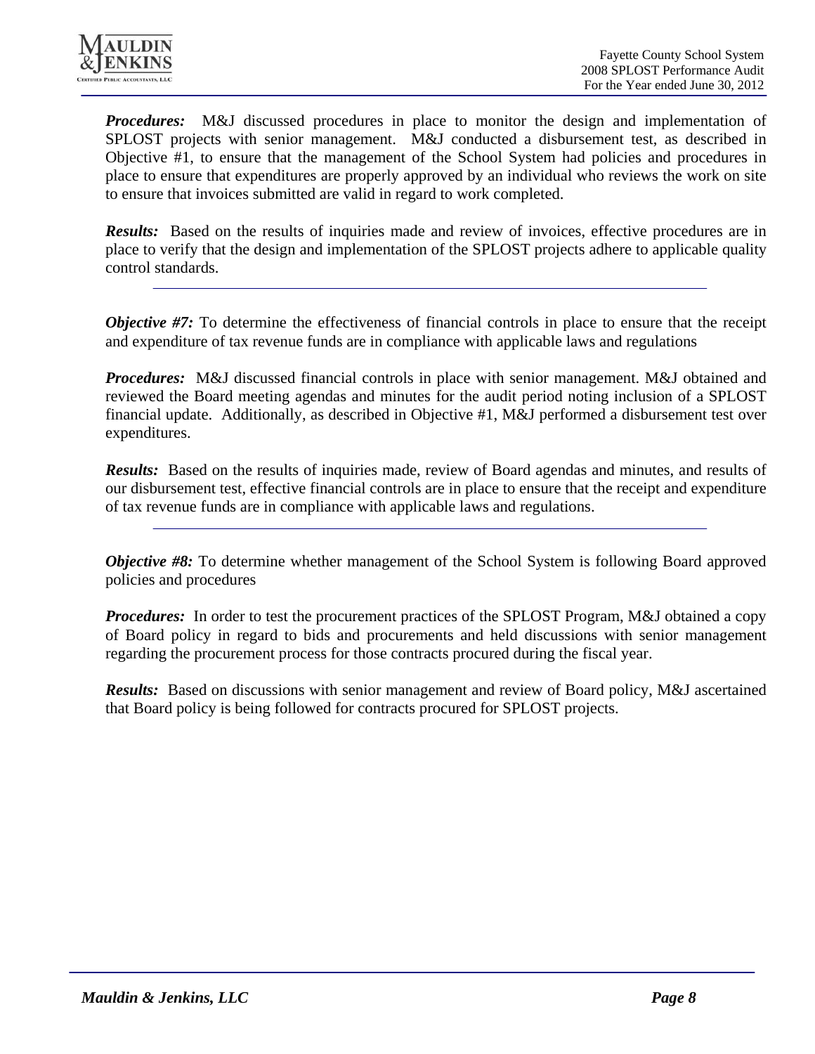***Procedures:*** M&J discussed procedures in place to monitor the design and implementation of SPLOST projects with senior management. M&J conducted a disbursement test, as described in Objective #1, to ensure that the management of the School System had policies and procedures in place to ensure that expenditures are properly approved by an individual who reviews the work on site to ensure that invoices submitted are valid in regard to work completed.

***Results:*** Based on the results of inquiries made and review of invoices, effective procedures are in place to verify that the design and implementation of the SPLOST projects adhere to applicable quality control standards.

---

***Objective #7:*** To determine the effectiveness of financial controls in place to ensure that the receipt and expenditure of tax revenue funds are in compliance with applicable laws and regulations

***Procedures:*** M&J discussed financial controls in place with senior management. M&J obtained and reviewed the Board meeting agendas and minutes for the audit period noting inclusion of a SPLOST financial update. Additionally, as described in Objective #1, M&J performed a disbursement test over expenditures.

***Results:*** Based on the results of inquiries made, review of Board agendas and minutes, and results of our disbursement test, effective financial controls are in place to ensure that the receipt and expenditure of tax revenue funds are in compliance with applicable laws and regulations.

---

***Objective #8:*** To determine whether management of the School System is following Board approved policies and procedures

***Procedures:*** In order to test the procurement practices of the SPLOST Program, M&J obtained a copy of Board policy in regard to bids and procurements and held discussions with senior management regarding the procurement process for those contracts procured during the fiscal year.

***Results:*** Based on discussions with senior management and review of Board policy, M&J ascertained that Board policy is being followed for contracts procured for SPLOST projects.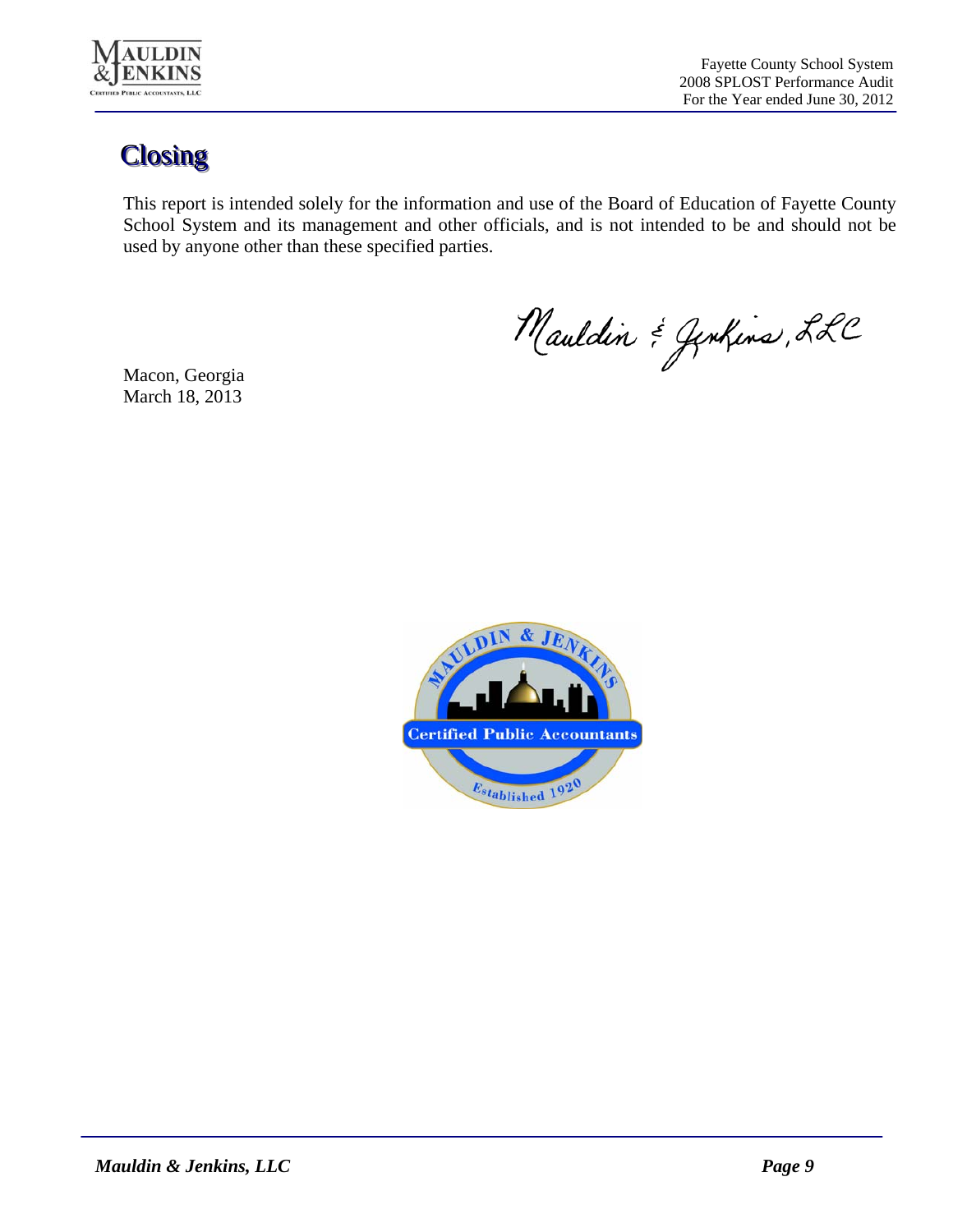## Closing

This report is intended solely for the information and use of the Board of Education of Fayette County School System and its management and other officials, and is not intended to be and should not be used by anyone other than these specified parties.

Mauldin & Jenkins, LLC

Macon, Georgia
March 18, 2013